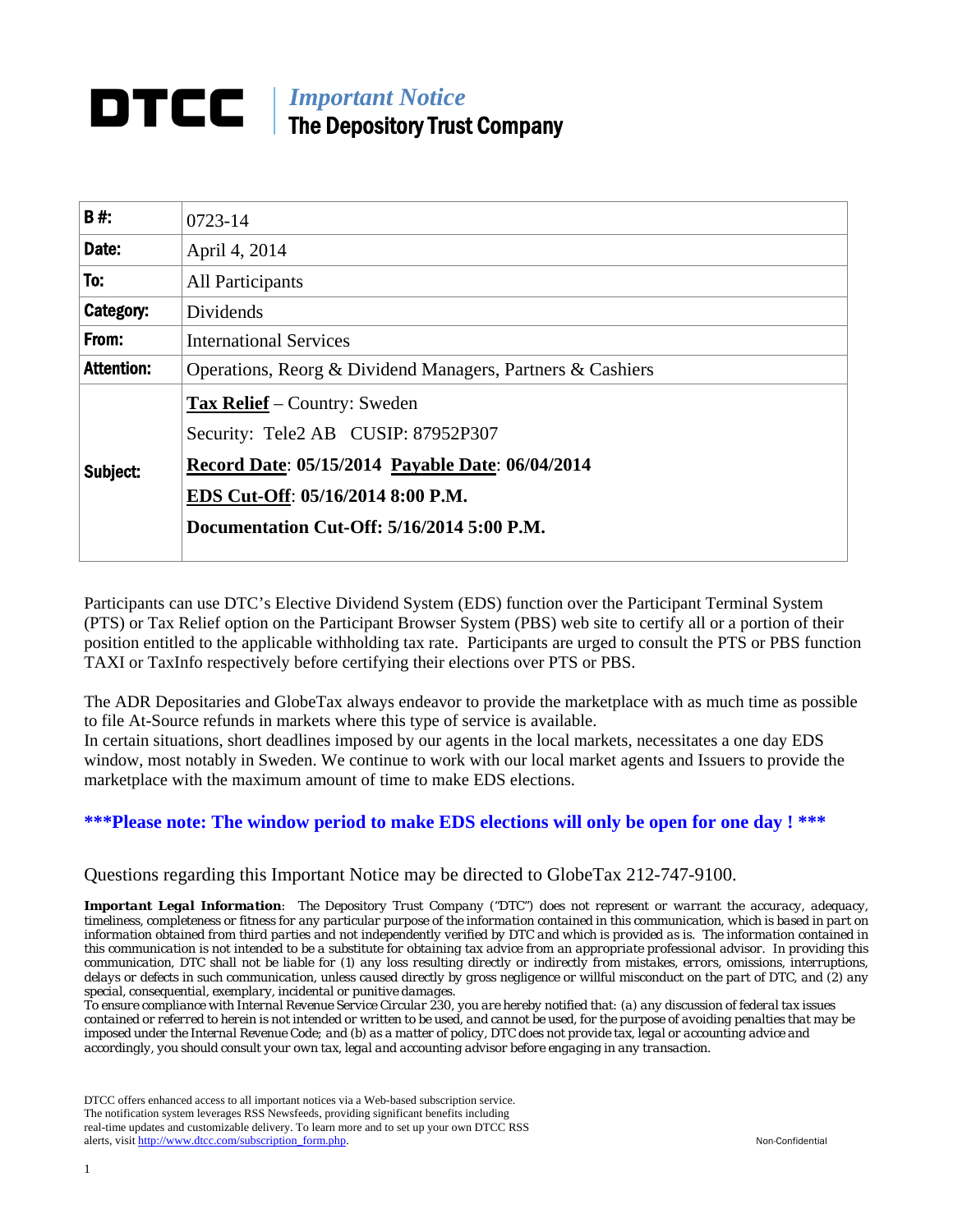# DTCC

*Important Notice*
**The Depository Trust Company**

| | |
|---|---|
| **B #:** | 0723-14 |
| **Date:** | April 4, 2014 |
| **To:** | All Participants |
| **Category:** | Dividends |
| **From:** | International Services |
| **Attention:** | Operations, Reorg & Dividend Managers, Partners & Cashiers |
| **Subject:** | **Tax Relief** – Country: Sweden<br>Security: Tele2 AB CUSIP: 87952P307<br>**Record Date: 05/15/2014 Payable Date: 06/04/2014**<br>**EDS Cut-Off: 05/16/2014 8:00 P.M.**<br>**Documentation Cut-Off: 5/16/2014 5:00 P.M.** |

Participants can use DTC's Elective Dividend System (EDS) function over the Participant Terminal System (PTS) or Tax Relief option on the Participant Browser System (PBS) web site to certify all or a portion of their position entitled to the applicable withholding tax rate. Participants are urged to consult the PTS or PBS function TAXI or TaxInfo respectively before certifying their elections over PTS or PBS.

The ADR Depositaries and GlobeTax always endeavor to provide the marketplace with as much time as possible to file At-Source refunds in markets where this type of service is available.
In certain situations, short deadlines imposed by our agents in the local markets, necessitates a one day EDS window, most notably in Sweden. We continue to work with our local market agents and Issuers to provide the marketplace with the maximum amount of time to make EDS elections.

**\*\*\*Please note: The window period to make EDS elections will only be open for one day ! \*\*\***

Questions regarding this Important Notice may be directed to GlobeTax 212-747-9100.

***Important Legal Information**: The Depository Trust Company ("DTC") does not represent or warrant the accuracy, adequacy, timeliness, completeness or fitness for any particular purpose of the information contained in this communication, which is based in part on information obtained from third parties and not independently verified by DTC and which is provided as is. The information contained in this communication is not intended to be a substitute for obtaining tax advice from an appropriate professional advisor. In providing this communication, DTC shall not be liable for (1) any loss resulting directly or indirectly from mistakes, errors, omissions, interruptions, delays or defects in such communication, unless caused directly by gross negligence or willful misconduct on the part of DTC, and (2) any special, consequential, exemplary, incidental or punitive damages.*
*To ensure compliance with Internal Revenue Service Circular 230, you are hereby notified that: (a) any discussion of federal tax issues contained or referred to herein is not intended or written to be used, and cannot be used, for the purpose of avoiding penalties that may be imposed under the Internal Revenue Code; and (b) as a matter of policy, DTC does not provide tax, legal or accounting advice and accordingly, you should consult your own tax, legal and accounting advisor before engaging in any transaction.*

DTCC offers enhanced access to all important notices via a Web-based subscription service. The notification system leverages RSS Newsfeeds, providing significant benefits including real-time updates and customizable delivery. To learn more and to set up your own DTCC RSS alerts, visit http://www.dtcc.com/subscription_form.php.

Non-Confidential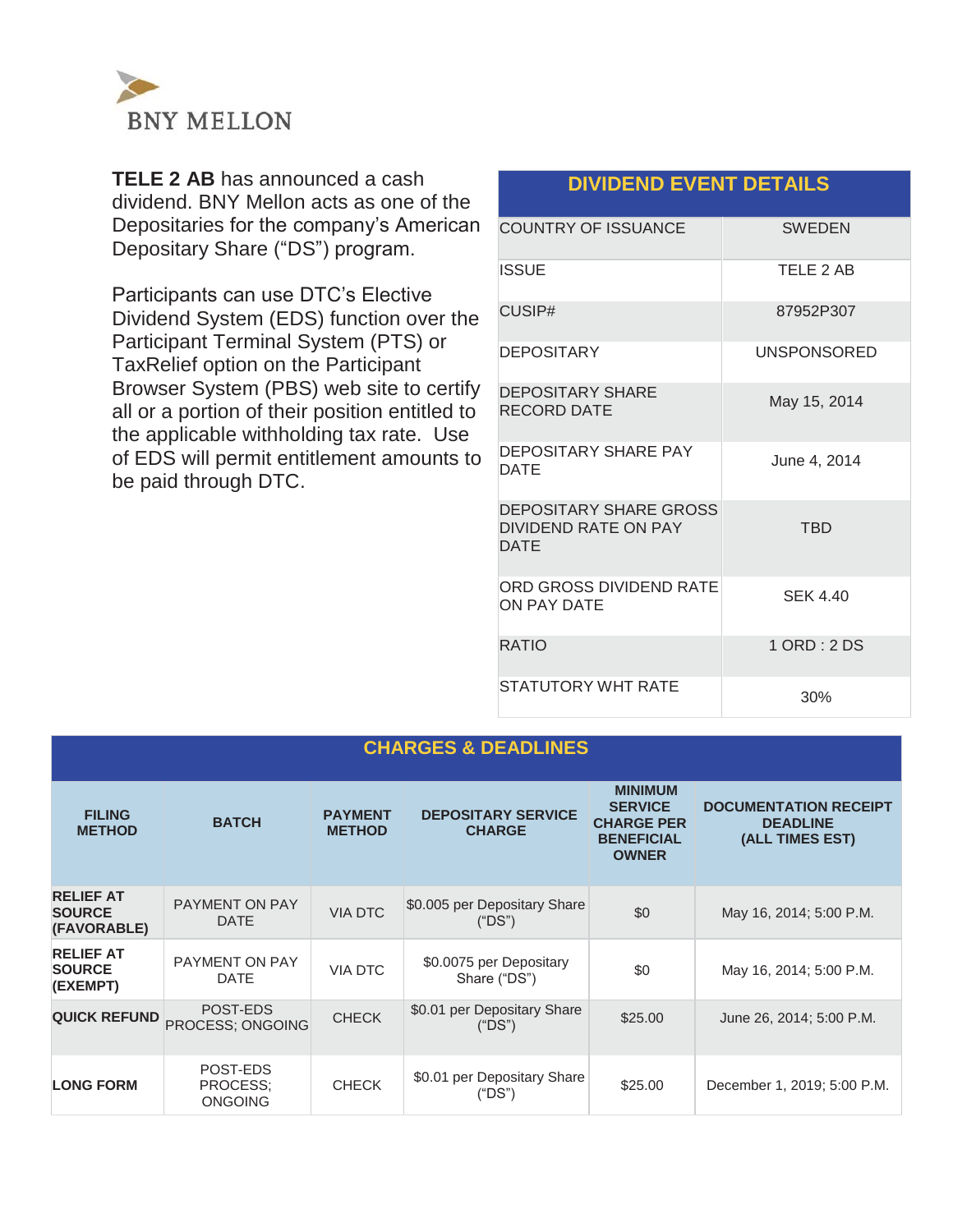BNY MELLON

**TELE 2 AB** has announced a cash dividend. BNY Mellon acts as one of the Depositaries for the company's American Depositary Share ("DS") program.

Participants can use DTC's Elective Dividend System (EDS) function over the Participant Terminal System (PTS) or TaxRelief option on the Participant Browser System (PBS) web site to certify all or a portion of their position entitled to the applicable withholding tax rate. Use of EDS will permit entitlement amounts to be paid through DTC.

| DIVIDEND EVENT DETAILS | |
|---|---|
| COUNTRY OF ISSUANCE | SWEDEN |
| ISSUE | TELE 2 AB |
| CUSIP# | 87952P307 |
| DEPOSITARY | UNSPONSORED |
| DEPOSITARY SHARE RECORD DATE | May 15, 2014 |
| DEPOSITARY SHARE PAY DATE | June 4, 2014 |
| DEPOSITARY SHARE GROSS DIVIDEND RATE ON PAY DATE | TBD |
| ORD GROSS DIVIDEND RATE ON PAY DATE | SEK 4.40 |
| RATIO | 1 ORD : 2 DS |
| STATUTORY WHT RATE | 30% |

**CHARGES & DEADLINES**

| FILING METHOD | BATCH | PAYMENT METHOD | DEPOSITARY SERVICE CHARGE | MINIMUM SERVICE CHARGE PER BENEFICIAL OWNER | DOCUMENTATION RECEIPT DEADLINE (ALL TIMES EST) |
|---|---|---|---|---|---|
| **RELIEF AT SOURCE (FAVORABLE)** | PAYMENT ON PAY DATE | VIA DTC | $0.005 per Depositary Share ("DS") | $0 | May 16, 2014; 5:00 P.M. |
| **RELIEF AT SOURCE (EXEMPT)** | PAYMENT ON PAY DATE | VIA DTC | $0.0075 per Depositary Share ("DS") | $0 | May 16, 2014; 5:00 P.M. |
| **QUICK REFUND** | POST-EDS PROCESS; ONGOING | CHECK | $0.01 per Depositary Share ("DS") | $25.00 | June 26, 2014; 5:00 P.M. |
| **LONG FORM** | POST-EDS PROCESS; ONGOING | CHECK | $0.01 per Depositary Share ("DS") | $25.00 | December 1, 2019; 5:00 P.M. |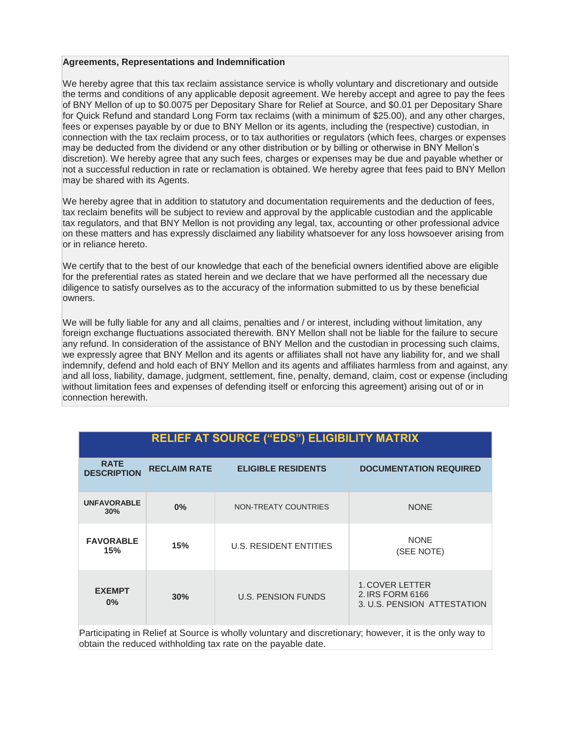**Agreements, Representations and Indemnification**

We hereby agree that this tax reclaim assistance service is wholly voluntary and discretionary and outside the terms and conditions of any applicable deposit agreement. We hereby accept and agree to pay the fees of BNY Mellon of up to $0.0075 per Depositary Share for Relief at Source, and $0.01 per Depositary Share for Quick Refund and standard Long Form tax reclaims (with a minimum of $25.00), and any other charges, fees or expenses payable by or due to BNY Mellon or its agents, including the (respective) custodian, in connection with the tax reclaim process, or to tax authorities or regulators (which fees, charges or expenses may be deducted from the dividend or any other distribution or by billing or otherwise in BNY Mellon's discretion). We hereby agree that any such fees, charges or expenses may be due and payable whether or not a successful reduction in rate or reclamation is obtained. We hereby agree that fees paid to BNY Mellon may be shared with its Agents.

We hereby agree that in addition to statutory and documentation requirements and the deduction of fees, tax reclaim benefits will be subject to review and approval by the applicable custodian and the applicable tax regulators, and that BNY Mellon is not providing any legal, tax, accounting or other professional advice on these matters and has expressly disclaimed any liability whatsoever for any loss howsoever arising from or in reliance hereto.

We certify that to the best of our knowledge that each of the beneficial owners identified above are eligible for the preferential rates as stated herein and we declare that we have performed all the necessary due diligence to satisfy ourselves as to the accuracy of the information submitted to us by these beneficial owners.

We will be fully liable for any and all claims, penalties and / or interest, including without limitation, any foreign exchange fluctuations associated therewith. BNY Mellon shall not be liable for the failure to secure any refund. In consideration of the assistance of BNY Mellon and the custodian in processing such claims, we expressly agree that BNY Mellon and its agents or affiliates shall not have any liability for, and we shall indemnify, defend and hold each of BNY Mellon and its agents and affiliates harmless from and against, any and all loss, liability, damage, judgment, settlement, fine, penalty, demand, claim, cost or expense (including without limitation fees and expenses of defending itself or enforcing this agreement) arising out of or in connection herewith.

## RELIEF AT SOURCE ("EDS") ELIGIBILITY MATRIX

| RATE DESCRIPTION | RECLAIM RATE | ELIGIBLE RESIDENTS | DOCUMENTATION REQUIRED |
|---|---|---|---|
| **UNFAVORABLE 30%** | **0%** | NON-TREATY COUNTRIES | NONE |
| **FAVORABLE 15%** | **15%** | U.S. RESIDENT ENTITIES | NONE (SEE NOTE) |
| **EXEMPT 0%** | **30%** | U.S. PENSION FUNDS | 1. COVER LETTER<br>2. IRS FORM 6166<br>3. U.S. PENSION ATTESTATION |

Participating in Relief at Source is wholly voluntary and discretionary; however, it is the only way to obtain the reduced withholding tax rate on the payable date.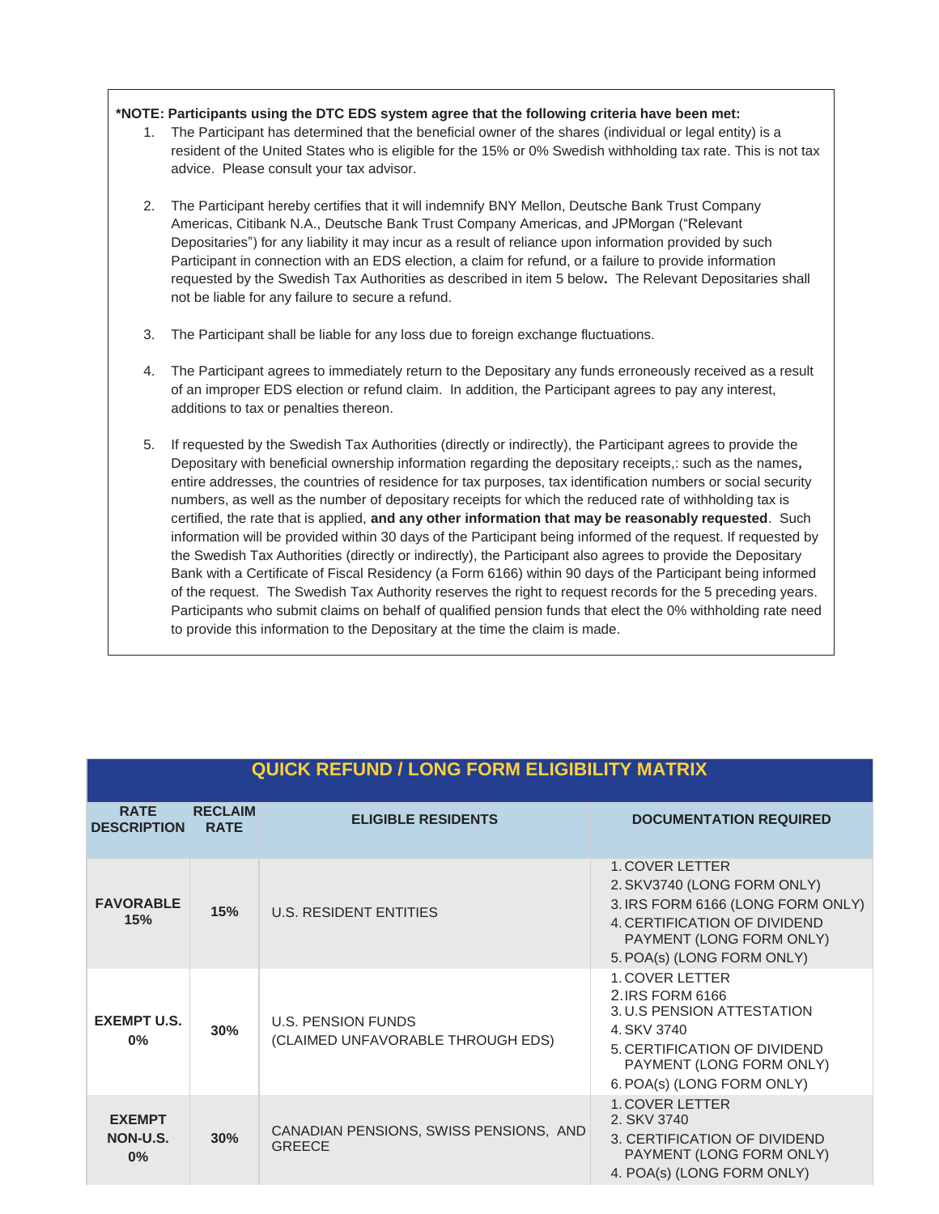**\*NOTE: Participants using the DTC EDS system agree that the following criteria have been met:**

1. The Participant has determined that the beneficial owner of the shares (individual or legal entity) is a resident of the United States who is eligible for the 15% or 0% Swedish withholding tax rate. This is not tax advice. Please consult your tax advisor.

2. The Participant hereby certifies that it will indemnify BNY Mellon, Deutsche Bank Trust Company Americas, Citibank N.A., Deutsche Bank Trust Company Americas, and JPMorgan ("Relevant Depositaries") for any liability it may incur as a result of reliance upon information provided by such Participant in connection with an EDS election, a claim for refund, or a failure to provide information requested by the Swedish Tax Authorities as described in item 5 below**.** The Relevant Depositaries shall not be liable for any failure to secure a refund.

3. The Participant shall be liable for any loss due to foreign exchange fluctuations.

4. The Participant agrees to immediately return to the Depositary any funds erroneously received as a result of an improper EDS election or refund claim. In addition, the Participant agrees to pay any interest, additions to tax or penalties thereon.

5. If requested by the Swedish Tax Authorities (directly or indirectly), the Participant agrees to provide the Depositary with beneficial ownership information regarding the depositary receipts,: such as the names**,** entire addresses, the countries of residence for tax purposes, tax identification numbers or social security numbers, as well as the number of depositary receipts for which the reduced rate of withholding tax is certified, the rate that is applied, **and any other information that may be reasonably requested**. Such information will be provided within 30 days of the Participant being informed of the request. If requested by the Swedish Tax Authorities (directly or indirectly), the Participant also agrees to provide the Depositary Bank with a Certificate of Fiscal Residency (a Form 6166) within 90 days of the Participant being informed of the request. The Swedish Tax Authority reserves the right to request records for the 5 preceding years. Participants who submit claims on behalf of qualified pension funds that elect the 0% withholding rate need to provide this information to the Depositary at the time the claim is made.

## QUICK REFUND / LONG FORM ELIGIBILITY MATRIX

| RATE DESCRIPTION | RECLAIM RATE | ELIGIBLE RESIDENTS | DOCUMENTATION REQUIRED |
|---|---|---|---|
| **FAVORABLE 15%** | **15%** | U.S. RESIDENT ENTITIES | 1. COVER LETTER<br>2. SKV3740 (LONG FORM ONLY)<br>3. IRS FORM 6166 (LONG FORM ONLY)<br>4. CERTIFICATION OF DIVIDEND PAYMENT (LONG FORM ONLY)<br>5. POA(s) (LONG FORM ONLY) |
| **EXEMPT U.S. 0%** | **30%** | U.S. PENSION FUNDS (CLAIMED UNFAVORABLE THROUGH EDS) | 1. COVER LETTER<br>2. IRS FORM 6166<br>3. U.S PENSION ATTESTATION<br>4. SKV 3740<br>5. CERTIFICATION OF DIVIDEND PAYMENT (LONG FORM ONLY)<br>6. POA(s) (LONG FORM ONLY) |
| **EXEMPT NON-U.S. 0%** | **30%** | CANADIAN PENSIONS, SWISS PENSIONS, AND GREECE | 1. COVER LETTER<br>2. SKV 3740<br>3. CERTIFICATION OF DIVIDEND PAYMENT (LONG FORM ONLY)<br>4. POA(s) (LONG FORM ONLY) |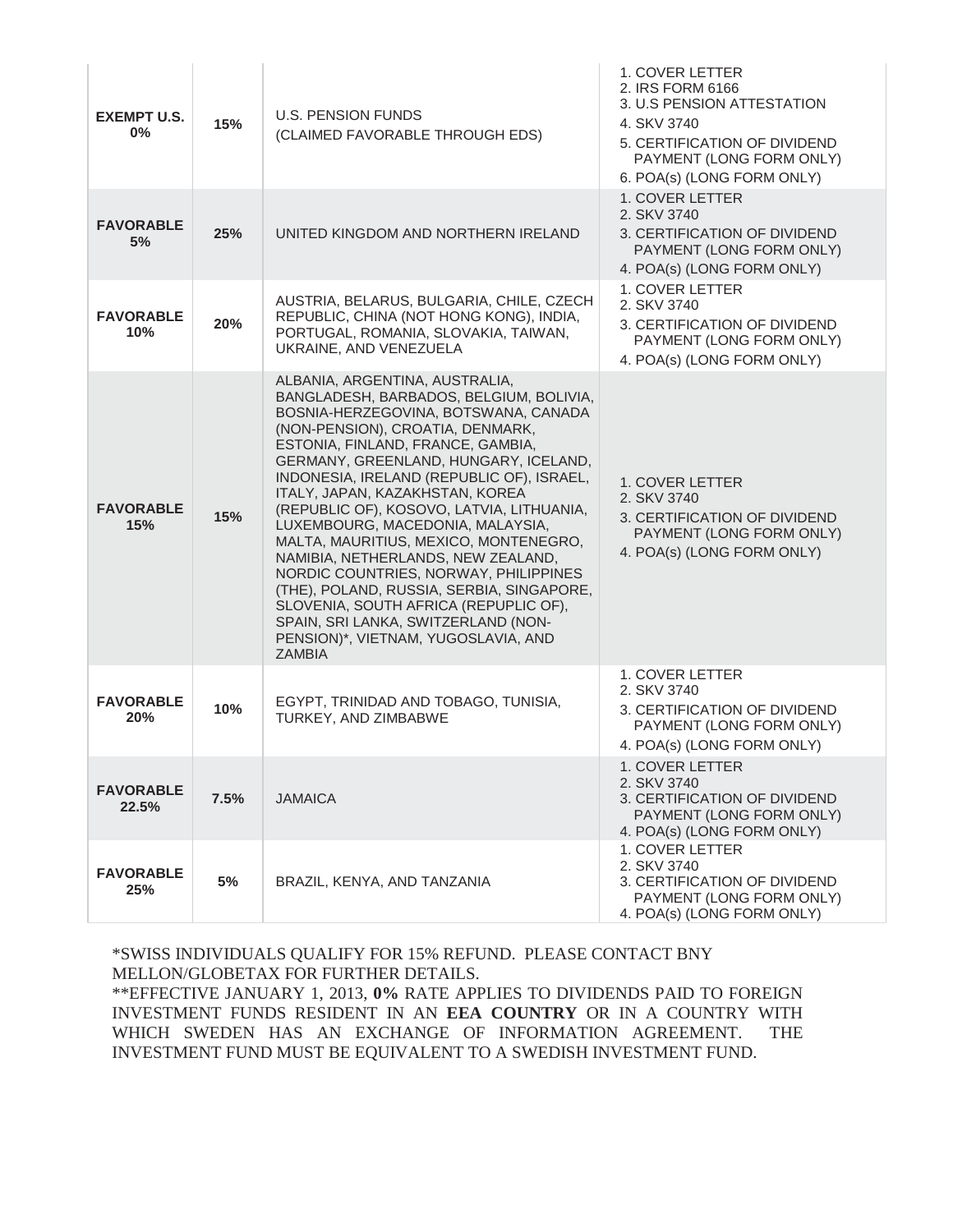| | | | |
|---|---|---|---|
| **EXEMPT U.S. 0%** | **15%** | U.S. PENSION FUNDS<br>(CLAIMED FAVORABLE THROUGH EDS) | 1. COVER LETTER<br>2. IRS FORM 6166<br>3. U.S PENSION ATTESTATION<br>4. SKV 3740<br>5. CERTIFICATION OF DIVIDEND PAYMENT (LONG FORM ONLY)<br>6. POA(s) (LONG FORM ONLY) |
| **FAVORABLE 5%** | **25%** | UNITED KINGDOM AND NORTHERN IRELAND | 1. COVER LETTER<br>2. SKV 3740<br>3. CERTIFICATION OF DIVIDEND PAYMENT (LONG FORM ONLY)<br>4. POA(s) (LONG FORM ONLY) |
| **FAVORABLE 10%** | **20%** | AUSTRIA, BELARUS, BULGARIA, CHILE, CZECH REPUBLIC, CHINA (NOT HONG KONG), INDIA, PORTUGAL, ROMANIA, SLOVAKIA, TAIWAN, UKRAINE, AND VENEZUELA | 1. COVER LETTER<br>2. SKV 3740<br>3. CERTIFICATION OF DIVIDEND PAYMENT (LONG FORM ONLY)<br>4. POA(s) (LONG FORM ONLY) |
| **FAVORABLE 15%** | **15%** | ALBANIA, ARGENTINA, AUSTRALIA, BANGLADESH, BARBADOS, BELGIUM, BOLIVIA, BOSNIA-HERZEGOVINA, BOTSWANA, CANADA (NON-PENSION), CROATIA, DENMARK, ESTONIA, FINLAND, FRANCE, GAMBIA, GERMANY, GREENLAND, HUNGARY, ICELAND, INDONESIA, IRELAND (REPUBLIC OF), ISRAEL, ITALY, JAPAN, KAZAKHSTAN, KOREA (REPUBLIC OF), KOSOVO, LATVIA, LITHUANIA, LUXEMBOURG, MACEDONIA, MALAYSIA, MALTA, MAURITIUS, MEXICO, MONTENEGRO, NAMIBIA, NETHERLANDS, NEW ZEALAND, NORDIC COUNTRIES, NORWAY, PHILIPPINES (THE), POLAND, RUSSIA, SERBIA, SINGAPORE, SLOVENIA, SOUTH AFRICA (REPUPLIC OF), SPAIN, SRI LANKA, SWITZERLAND (NON-PENSION)*, VIETNAM, YUGOSLAVIA, AND ZAMBIA | 1. COVER LETTER<br>2. SKV 3740<br>3. CERTIFICATION OF DIVIDEND PAYMENT (LONG FORM ONLY)<br>4. POA(s) (LONG FORM ONLY) |
| **FAVORABLE 20%** | **10%** | EGYPT, TRINIDAD AND TOBAGO, TUNISIA, TURKEY, AND ZIMBABWE | 1. COVER LETTER<br>2. SKV 3740<br>3. CERTIFICATION OF DIVIDEND PAYMENT (LONG FORM ONLY)<br>4. POA(s) (LONG FORM ONLY) |
| **FAVORABLE 22.5%** | **7.5%** | JAMAICA | 1. COVER LETTER<br>2. SKV 3740<br>3. CERTIFICATION OF DIVIDEND PAYMENT (LONG FORM ONLY)<br>4. POA(s) (LONG FORM ONLY) |
| **FAVORABLE 25%** | **5%** | BRAZIL, KENYA, AND TANZANIA | 1. COVER LETTER<br>2. SKV 3740<br>3. CERTIFICATION OF DIVIDEND PAYMENT (LONG FORM ONLY)<br>4. POA(s) (LONG FORM ONLY) |

*SWISS INDIVIDUALS QUALIFY FOR 15% REFUND. PLEASE CONTACT BNY MELLON/GLOBETAX FOR FURTHER DETAILS.

**EFFECTIVE JANUARY 1, 2013, **0%** RATE APPLIES TO DIVIDENDS PAID TO FOREIGN INVESTMENT FUNDS RESIDENT IN AN **EEA COUNTRY** OR IN A COUNTRY WITH WHICH SWEDEN HAS AN EXCHANGE OF INFORMATION AGREEMENT. THE INVESTMENT FUND MUST BE EQUIVALENT TO A SWEDISH INVESTMENT FUND.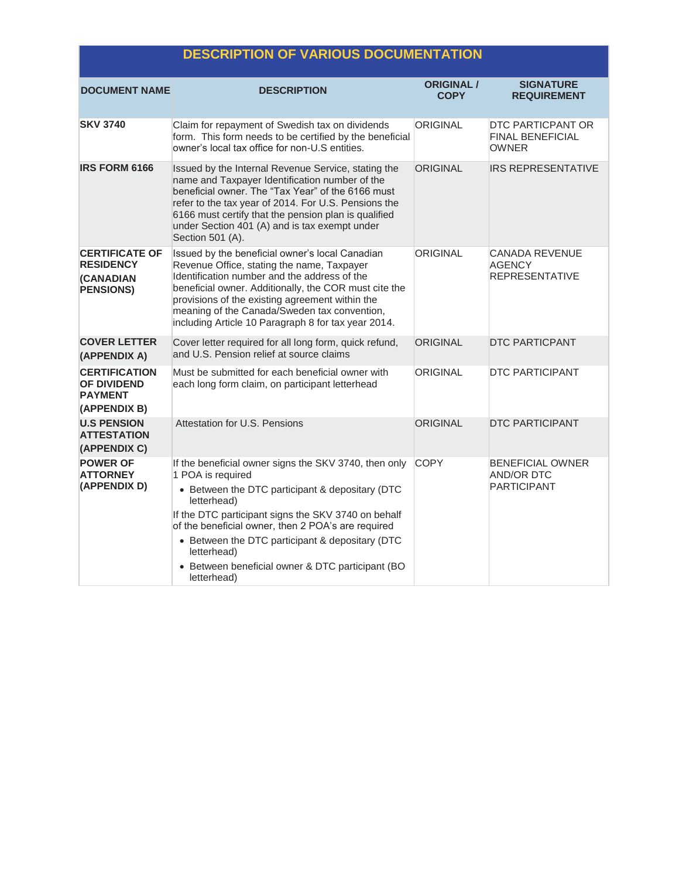## DESCRIPTION OF VARIOUS DOCUMENTATION

| DOCUMENT NAME | DESCRIPTION | ORIGINAL / COPY | SIGNATURE REQUIREMENT |
|---|---|---|---|
| **SKV 3740** | Claim for repayment of Swedish tax on dividends form. This form needs to be certified by the beneficial owner's local tax office for non-U.S entities. | ORIGINAL | DTC PARTICPANT OR FINAL BENEFICIAL OWNER |
| **IRS FORM 6166** | Issued by the Internal Revenue Service, stating the name and Taxpayer Identification number of the beneficial owner. The "Tax Year" of the 6166 must refer to the tax year of 2014. For U.S. Pensions the 6166 must certify that the pension plan is qualified under Section 401 (A) and is tax exempt under Section 501 (A). | ORIGINAL | IRS REPRESENTATIVE |
| **CERTIFICATE OF RESIDENCY (CANADIAN PENSIONS)** | Issued by the beneficial owner's local Canadian Revenue Office, stating the name, Taxpayer Identification number and the address of the beneficial owner. Additionally, the COR must cite the provisions of the existing agreement within the meaning of the Canada/Sweden tax convention, including Article 10 Paragraph 8 for tax year 2014. | ORIGINAL | CANADA REVENUE AGENCY REPRESENTATIVE |
| **COVER LETTER (APPENDIX A)** | Cover letter required for all long form, quick refund, and U.S. Pension relief at source claims | ORIGINAL | DTC PARTICPANT |
| **CERTIFICATION OF DIVIDEND PAYMENT (APPENDIX B)** | Must be submitted for each beneficial owner with each long form claim, on participant letterhead | ORIGINAL | DTC PARTICIPANT |
| **U.S PENSION ATTESTATION (APPENDIX C)** | Attestation for U.S. Pensions | ORIGINAL | DTC PARTICIPANT |
| **POWER OF ATTORNEY (APPENDIX D)** | If the beneficial owner signs the SKV 3740, then only 1 POA is required<br>• Between the DTC participant & depositary (DTC letterhead)<br>If the DTC participant signs the SKV 3740 on behalf of the beneficial owner, then 2 POA's are required<br>• Between the DTC participant & depositary (DTC letterhead)<br>• Between beneficial owner & DTC participant (BO letterhead) | COPY | BENEFICIAL OWNER AND/OR DTC PARTICIPANT |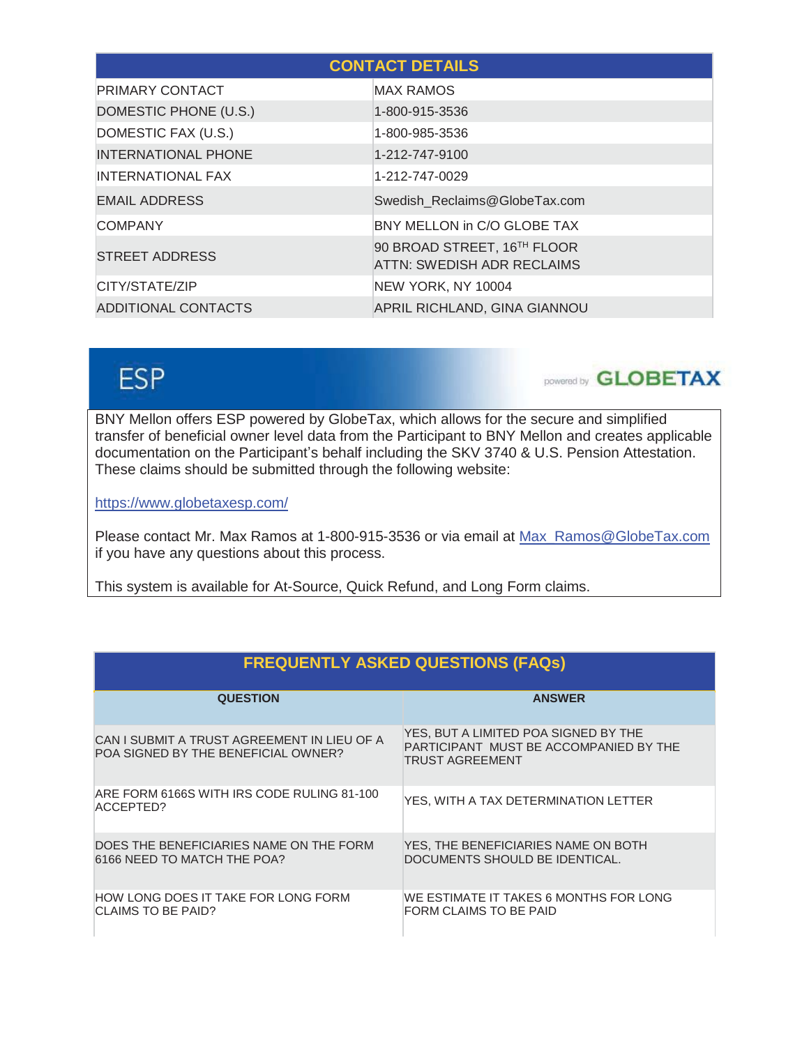| CONTACT DETAILS | |
|---|---|
| PRIMARY CONTACT | MAX RAMOS |
| DOMESTIC PHONE (U.S.) | 1-800-915-3536 |
| DOMESTIC FAX (U.S.) | 1-800-985-3536 |
| INTERNATIONAL PHONE | 1-212-747-9100 |
| INTERNATIONAL FAX | 1-212-747-0029 |
| EMAIL ADDRESS | Swedish_Reclaims@GlobeTax.com |
| COMPANY | BNY MELLON in C/O GLOBE TAX |
| STREET ADDRESS | 90 BROAD STREET, 16TH FLOOR ATTN: SWEDISH ADR RECLAIMS |
| CITY/STATE/ZIP | NEW YORK, NY 10004 |
| ADDITIONAL CONTACTS | APRIL RICHLAND, GINA GIANNOU |

## ESP

powered by GLOBETAX

BNY Mellon offers ESP powered by GlobeTax, which allows for the secure and simplified transfer of beneficial owner level data from the Participant to BNY Mellon and creates applicable documentation on the Participant's behalf including the SKV 3740 & U.S. Pension Attestation. These claims should be submitted through the following website:

https://www.globetaxesp.com/

Please contact Mr. Max Ramos at 1-800-915-3536 or via email at Max_Ramos@GlobeTax.com if you have any questions about this process.

This system is available for At-Source, Quick Refund, and Long Form claims.

## FREQUENTLY ASKED QUESTIONS (FAQs)

| QUESTION | ANSWER |
|---|---|
| CAN I SUBMIT A TRUST AGREEMENT IN LIEU OF A POA SIGNED BY THE BENEFICIAL OWNER? | YES, BUT A LIMITED POA SIGNED BY THE PARTICIPANT MUST BE ACCOMPANIED BY THE TRUST AGREEMENT |
| ARE FORM 6166S WITH IRS CODE RULING 81-100 ACCEPTED? | YES, WITH A TAX DETERMINATION LETTER |
| DOES THE BENEFICIARIES NAME ON THE FORM 6166 NEED TO MATCH THE POA? | YES, THE BENEFICIARIES NAME ON BOTH DOCUMENTS SHOULD BE IDENTICAL. |
| HOW LONG DOES IT TAKE FOR LONG FORM CLAIMS TO BE PAID? | WE ESTIMATE IT TAKES 6 MONTHS FOR LONG FORM CLAIMS TO BE PAID |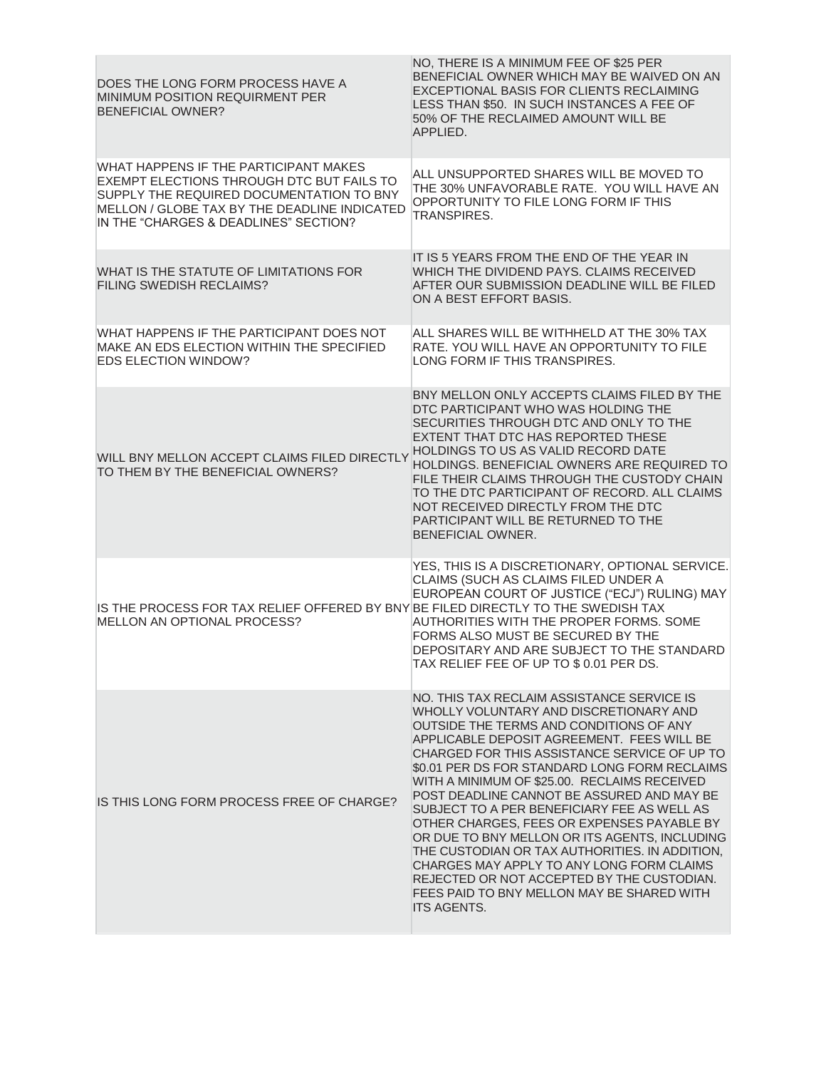| | |
|---|---|
| DOES THE LONG FORM PROCESS HAVE A MINIMUM POSITION REQUIRMENT PER BENEFICIAL OWNER? | NO, THERE IS A MINIMUM FEE OF $25 PER BENEFICIAL OWNER WHICH MAY BE WAIVED ON AN EXCEPTIONAL BASIS FOR CLIENTS RECLAIMING LESS THAN $50. IN SUCH INSTANCES A FEE OF 50% OF THE RECLAIMED AMOUNT WILL BE APPLIED. |
| WHAT HAPPENS IF THE PARTICIPANT MAKES EXEMPT ELECTIONS THROUGH DTC BUT FAILS TO SUPPLY THE REQUIRED DOCUMENTATION TO BNY MELLON / GLOBE TAX BY THE DEADLINE INDICATED IN THE "CHARGES & DEADLINES" SECTION? | ALL UNSUPPORTED SHARES WILL BE MOVED TO THE 30% UNFAVORABLE RATE. YOU WILL HAVE AN OPPORTUNITY TO FILE LONG FORM IF THIS TRANSPIRES. |
| WHAT IS THE STATUTE OF LIMITATIONS FOR FILING SWEDISH RECLAIMS? | IT IS 5 YEARS FROM THE END OF THE YEAR IN WHICH THE DIVIDEND PAYS. CLAIMS RECEIVED AFTER OUR SUBMISSION DEADLINE WILL BE FILED ON A BEST EFFORT BASIS. |
| WHAT HAPPENS IF THE PARTICIPANT DOES NOT MAKE AN EDS ELECTION WITHIN THE SPECIFIED EDS ELECTION WINDOW? | ALL SHARES WILL BE WITHHELD AT THE 30% TAX RATE. YOU WILL HAVE AN OPPORTUNITY TO FILE LONG FORM IF THIS TRANSPIRES. |
| WILL BNY MELLON ACCEPT CLAIMS FILED DIRECTLY TO THEM BY THE BENEFICIAL OWNERS? | BNY MELLON ONLY ACCEPTS CLAIMS FILED BY THE DTC PARTICIPANT WHO WAS HOLDING THE SECURITIES THROUGH DTC AND ONLY TO THE EXTENT THAT DTC HAS REPORTED THESE HOLDINGS TO US AS VALID RECORD DATE HOLDINGS. BENEFICIAL OWNERS ARE REQUIRED TO FILE THEIR CLAIMS THROUGH THE CUSTODY CHAIN TO THE DTC PARTICIPANT OF RECORD. ALL CLAIMS NOT RECEIVED DIRECTLY FROM THE DTC PARTICIPANT WILL BE RETURNED TO THE BENEFICIAL OWNER. |
| IS THE PROCESS FOR TAX RELIEF OFFERED BY BNY MELLON AN OPTIONAL PROCESS? | YES, THIS IS A DISCRETIONARY, OPTIONAL SERVICE. CLAIMS (SUCH AS CLAIMS FILED UNDER A EUROPEAN COURT OF JUSTICE ("ECJ") RULING) MAY BE FILED DIRECTLY TO THE SWEDISH TAX AUTHORITIES WITH THE PROPER FORMS. SOME FORMS ALSO MUST BE SECURED BY THE DEPOSITARY AND ARE SUBJECT TO THE STANDARD TAX RELIEF FEE OF UP TO $ 0.01 PER DS. |
| IS THIS LONG FORM PROCESS FREE OF CHARGE? | NO. THIS TAX RECLAIM ASSISTANCE SERVICE IS WHOLLY VOLUNTARY AND DISCRETIONARY AND OUTSIDE THE TERMS AND CONDITIONS OF ANY APPLICABLE DEPOSIT AGREEMENT. FEES WILL BE CHARGED FOR THIS ASSISTANCE SERVICE OF UP TO $0.01 PER DS FOR STANDARD LONG FORM RECLAIMS WITH A MINIMUM OF $25.00. RECLAIMS RECEIVED POST DEADLINE CANNOT BE ASSURED AND MAY BE SUBJECT TO A PER BENEFICIARY FEE AS WELL AS OTHER CHARGES, FEES OR EXPENSES PAYABLE BY OR DUE TO BNY MELLON OR ITS AGENTS, INCLUDING THE CUSTODIAN OR TAX AUTHORITIES. IN ADDITION, CHARGES MAY APPLY TO ANY LONG FORM CLAIMS REJECTED OR NOT ACCEPTED BY THE CUSTODIAN. FEES PAID TO BNY MELLON MAY BE SHARED WITH ITS AGENTS. |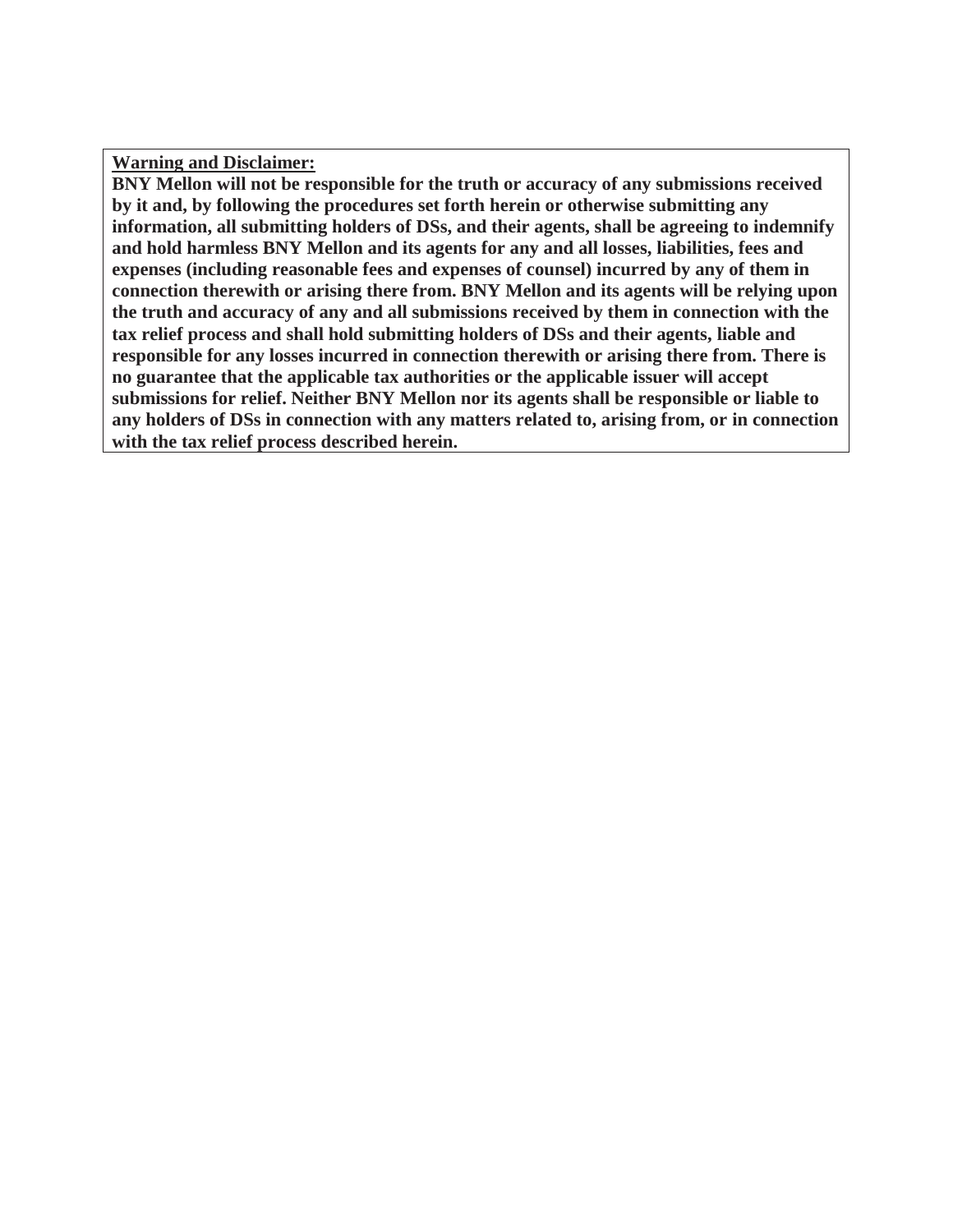**<u>Warning and Disclaimer:</u>**

**BNY Mellon will not be responsible for the truth or accuracy of any submissions received by it and, by following the procedures set forth herein or otherwise submitting any information, all submitting holders of DSs, and their agents, shall be agreeing to indemnify and hold harmless BNY Mellon and its agents for any and all losses, liabilities, fees and expenses (including reasonable fees and expenses of counsel) incurred by any of them in connection therewith or arising there from. BNY Mellon and its agents will be relying upon the truth and accuracy of any and all submissions received by them in connection with the tax relief process and shall hold submitting holders of DSs and their agents, liable and responsible for any losses incurred in connection therewith or arising there from. There is no guarantee that the applicable tax authorities or the applicable issuer will accept submissions for relief. Neither BNY Mellon nor its agents shall be responsible or liable to any holders of DSs in connection with any matters related to, arising from, or in connection with the tax relief process described herein.**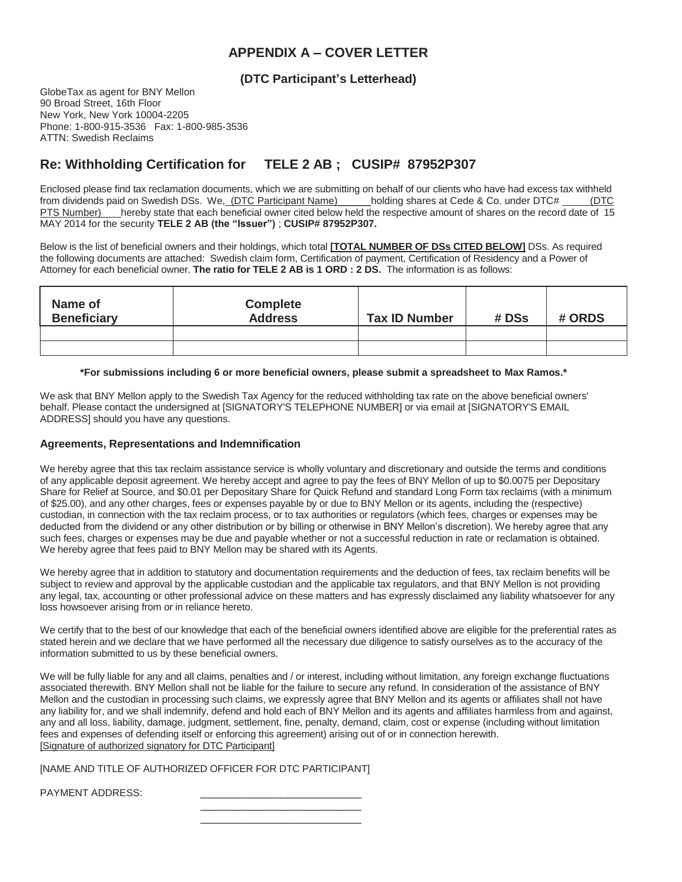# APPENDIX A – COVER LETTER

### (DTC Participant's Letterhead)

GlobeTax as agent for BNY Mellon
90 Broad Street, 16th Floor
New York, New York 10004-2205
Phone: 1-800-915-3536 Fax: 1-800-985-3536
ATTN: Swedish Reclaims

## Re: Withholding Certification for TELE 2 AB ; CUSIP# 87952P307

Enclosed please find tax reclamation documents, which we are submitting on behalf of our clients who have had excess tax withheld from dividends paid on Swedish DSs. We, (DTC Participant Name) holding shares at Cede & Co. under DTC# (DTC PTS Number) hereby state that each beneficial owner cited below held the respective amount of shares on the record date of 15 MAY 2014 for the security **TELE 2 AB (the "Issuer")** ; **CUSIP# 87952P307.**

Below is the list of beneficial owners and their holdings, which total **[TOTAL NUMBER OF DSs CITED BELOW]** DSs. As required the following documents are attached: Swedish claim form, Certification of payment, Certification of Residency and a Power of Attorney for each beneficial owner. **The ratio for TELE 2 AB is 1 ORD : 2 DS.** The information is as follows:

| Name of Beneficiary | Complete Address | Tax ID Number | # DSs | # ORDS |
|---|---|---|---|---|
| | | | | |
| | | | | |

**\*For submissions including 6 or more beneficial owners, please submit a spreadsheet to Max Ramos.\***

We ask that BNY Mellon apply to the Swedish Tax Agency for the reduced withholding tax rate on the above beneficial owners' behalf. Please contact the undersigned at [SIGNATORY'S TELEPHONE NUMBER] or via email at [SIGNATORY'S EMAIL ADDRESS] should you have any questions.

### Agreements, Representations and Indemnification

We hereby agree that this tax reclaim assistance service is wholly voluntary and discretionary and outside the terms and conditions of any applicable deposit agreement. We hereby accept and agree to pay the fees of BNY Mellon of up to $0.0075 per Depositary Share for Relief at Source, and $0.01 per Depositary Share for Quick Refund and standard Long Form tax reclaims (with a minimum of $25.00), and any other charges, fees or expenses payable by or due to BNY Mellon or its agents, including the (respective) custodian, in connection with the tax reclaim process, or to tax authorities or regulators (which fees, charges or expenses may be deducted from the dividend or any other distribution or by billing or otherwise in BNY Mellon's discretion). We hereby agree that any such fees, charges or expenses may be due and payable whether or not a successful reduction in rate or reclamation is obtained. We hereby agree that fees paid to BNY Mellon may be shared with its Agents.

We hereby agree that in addition to statutory and documentation requirements and the deduction of fees, tax reclaim benefits will be subject to review and approval by the applicable custodian and the applicable tax regulators, and that BNY Mellon is not providing any legal, tax, accounting or other professional advice on these matters and has expressly disclaimed any liability whatsoever for any loss howsoever arising from or in reliance hereto.

We certify that to the best of our knowledge that each of the beneficial owners identified above are eligible for the preferential rates as stated herein and we declare that we have performed all the necessary due diligence to satisfy ourselves as to the accuracy of the information submitted to us by these beneficial owners.

We will be fully liable for any and all claims, penalties and / or interest, including without limitation, any foreign exchange fluctuations associated therewith. BNY Mellon shall not be liable for the failure to secure any refund. In consideration of the assistance of BNY Mellon and the custodian in processing such claims, we expressly agree that BNY Mellon and its agents or affiliates shall not have any liability for, and we shall indemnify, defend and hold each of BNY Mellon and its agents and affiliates harmless from and against, any and all loss, liability, damage, judgment, settlement, fine, penalty, demand, claim, cost or expense (including without limitation fees and expenses of defending itself or enforcing this agreement) arising out of or in connection herewith.
[Signature of authorized signatory for DTC Participant]

[NAME AND TITLE OF AUTHORIZED OFFICER FOR DTC PARTICIPANT]

PAYMENT ADDRESS: ____________________________
____________________________
____________________________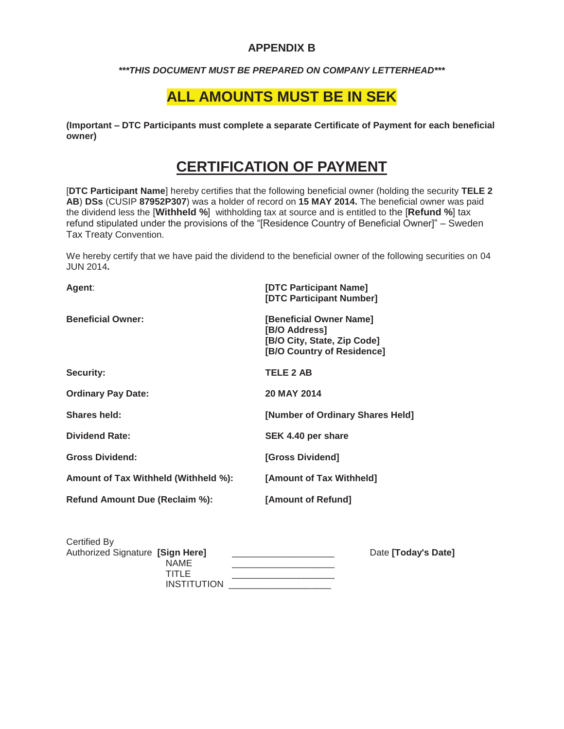## APPENDIX B

***\*\*\*THIS DOCUMENT MUST BE PREPARED ON COMPANY LETTERHEAD\*\*\****

# ALL AMOUNTS MUST BE IN SEK

**(Important – DTC Participants must complete a separate Certificate of Payment for each beneficial owner)**

# CERTIFICATION OF PAYMENT

[**DTC Participant Name**] hereby certifies that the following beneficial owner (holding the security **TELE 2 AB**) **DSs** (CUSIP **87952P307**) was a holder of record on **15 MAY 2014.** The beneficial owner was paid the dividend less the [**Withheld %**] withholding tax at source and is entitled to the [**Refund %**] tax refund stipulated under the provisions of the "[Residence Country of Beneficial Owner]" – Sweden Tax Treaty Convention.

We hereby certify that we have paid the dividend to the beneficial owner of the following securities on 04 JUN 2014**.**

| | |
|---|---|
| **Agent**: | **[DTC Participant Name]**<br>**[DTC Participant Number]** |
| **Beneficial Owner:** | **[Beneficial Owner Name]**<br>**[B/O Address]**<br>**[B/O City, State, Zip Code]**<br>**[B/O Country of Residence]** |
| **Security:** | **TELE 2 AB** |
| **Ordinary Pay Date:** | **20 MAY 2014** |
| **Shares held:** | **[Number of Ordinary Shares Held]** |
| **Dividend Rate:** | **SEK 4.40 per share** |
| **Gross Dividend:** | **[Gross Dividend]** |
| **Amount of Tax Withheld (Withheld %):** | **[Amount of Tax Withheld]** |
| **Refund Amount Due (Reclaim %):** | **[Amount of Refund]** |

Certified By

Authorized Signature **[Sign Here]** ___________________ Date **[Today's Date]**

NAME ___________________

TITLE ___________________

INSTITUTION ___________________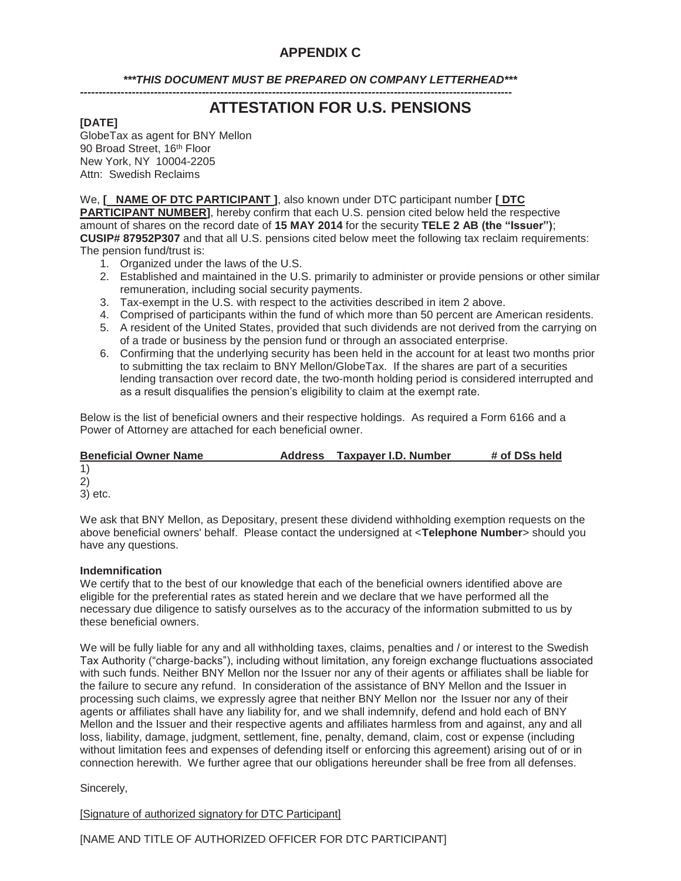# APPENDIX C

***\*\*\*THIS DOCUMENT MUST BE PREPARED ON COMPANY LETTERHEAD\*\*\****

---

## ATTESTATION FOR U.S. PENSIONS

**[DATE]**
GlobeTax as agent for BNY Mellon
90 Broad Street, 16th Floor
New York, NY 10004-2205
Attn: Swedish Reclaims

We, **[ NAME OF DTC PARTICIPANT ]**, also known under DTC participant number **[ DTC PARTICIPANT NUMBER]**, hereby confirm that each U.S. pension cited below held the respective amount of shares on the record date of **15 MAY 2014** for the security **TELE 2 AB (the "Issuer")**; **CUSIP# 87952P307** and that all U.S. pensions cited below meet the following tax reclaim requirements: The pension fund/trust is:

1. Organized under the laws of the U.S.
2. Established and maintained in the U.S. primarily to administer or provide pensions or other similar remuneration, including social security payments.
3. Tax-exempt in the U.S. with respect to the activities described in item 2 above.
4. Comprised of participants within the fund of which more than 50 percent are American residents.
5. A resident of the United States, provided that such dividends are not derived from the carrying on of a trade or business by the pension fund or through an associated enterprise.
6. Confirming that the underlying security has been held in the account for at least two months prior to submitting the tax reclaim to BNY Mellon/GlobeTax. If the shares are part of a securities lending transaction over record date, the two-month holding period is considered interrupted and as a result disqualifies the pension's eligibility to claim at the exempt rate.

Below is the list of beneficial owners and their respective holdings. As required a Form 6166 and a Power of Attorney are attached for each beneficial owner.

| Beneficial Owner Name | Address | Taxpayer I.D. Number | # of DSs held |
|---|---|---|---|
| 1) | | | |
| 2) | | | |
| 3) etc. | | | |

We ask that BNY Mellon, as Depositary, present these dividend withholding exemption requests on the above beneficial owners' behalf. Please contact the undersigned at <**Telephone Number**> should you have any questions.

**Indemnification**

We certify that to the best of our knowledge that each of the beneficial owners identified above are eligible for the preferential rates as stated herein and we declare that we have performed all the necessary due diligence to satisfy ourselves as to the accuracy of the information submitted to us by these beneficial owners.

We will be fully liable for any and all withholding taxes, claims, penalties and / or interest to the Swedish Tax Authority ("charge-backs"), including without limitation, any foreign exchange fluctuations associated with such funds. Neither BNY Mellon nor the Issuer nor any of their agents or affiliates shall be liable for the failure to secure any refund. In consideration of the assistance of BNY Mellon and the Issuer in processing such claims, we expressly agree that neither BNY Mellon nor the Issuer nor any of their agents or affiliates shall have any liability for, and we shall indemnify, defend and hold each of BNY Mellon and the Issuer and their respective agents and affiliates harmless from and against, any and all loss, liability, damage, judgment, settlement, fine, penalty, demand, claim, cost or expense (including without limitation fees and expenses of defending itself or enforcing this agreement) arising out of or in connection herewith. We further agree that our obligations hereunder shall be free from all defenses.

Sincerely,

[Signature of authorized signatory for DTC Participant]

[NAME AND TITLE OF AUTHORIZED OFFICER FOR DTC PARTICIPANT]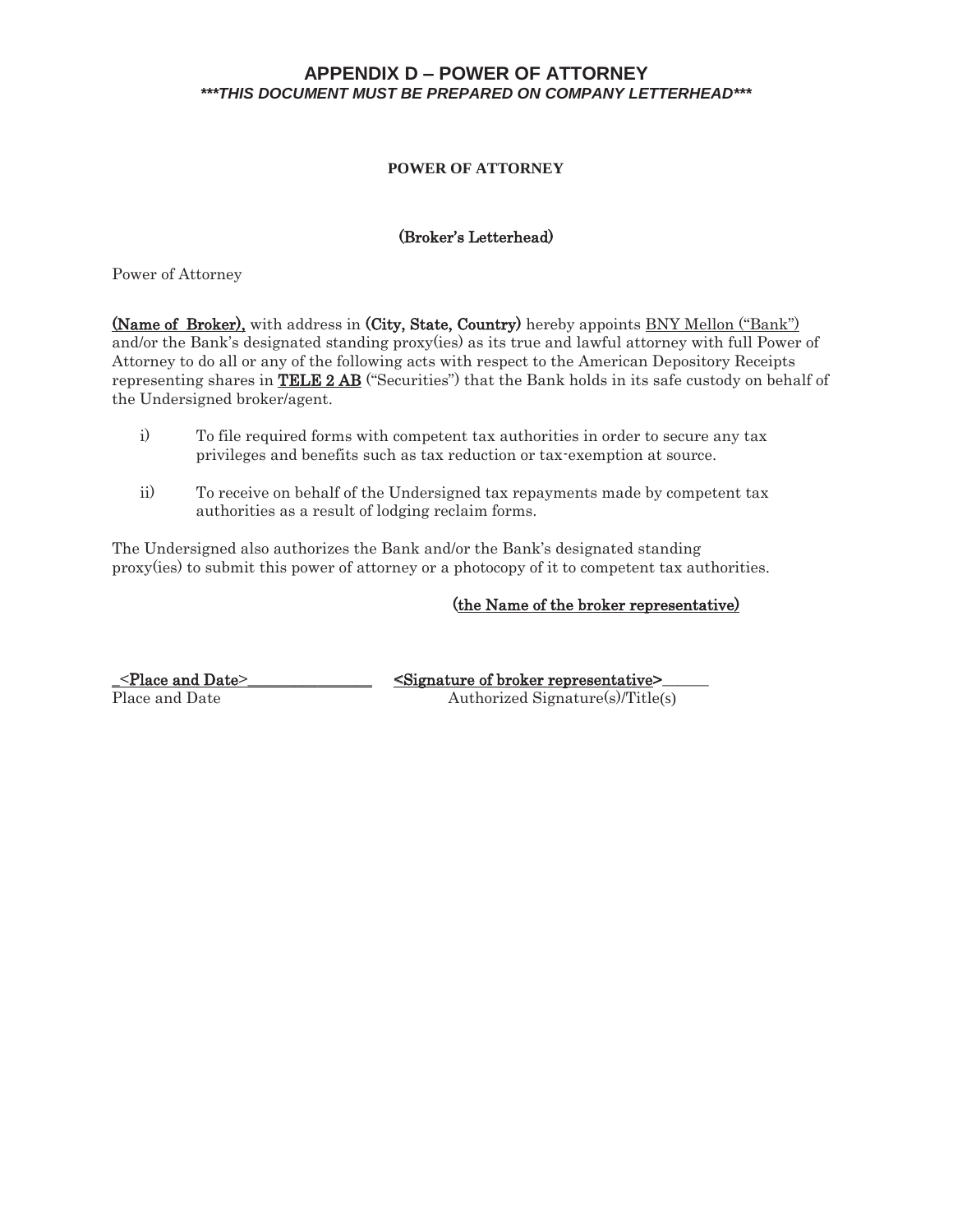# APPENDIX D – POWER OF ATTORNEY

***\*\*\*THIS DOCUMENT MUST BE PREPARED ON COMPANY LETTERHEAD\*\*\****

**POWER OF ATTORNEY**

**(Broker's Letterhead)**

Power of Attorney

**(Name of Broker),** with address in **(City, State, Country)** hereby appoints BNY Mellon ("Bank") and/or the Bank's designated standing proxy(ies) as its true and lawful attorney with full Power of Attorney to do all or any of the following acts with respect to the American Depository Receipts representing shares in **TELE 2 AB** ("Securities") that the Bank holds in its safe custody on behalf of the Undersigned broker/agent.

i) To file required forms with competent tax authorities in order to secure any tax privileges and benefits such as tax reduction or tax-exemption at source.

ii) To receive on behalf of the Undersigned tax repayments made by competent tax authorities as a result of lodging reclaim forms.

The Undersigned also authorizes the Bank and/or the Bank's designated standing proxy(ies) to submit this power of attorney or a photocopy of it to competent tax authorities.

**(the Name of the broker representative)**

_<Place and Date>________________ **<Signature of broker representative>**______

Place and Date Authorized Signature(s)/Title(s)